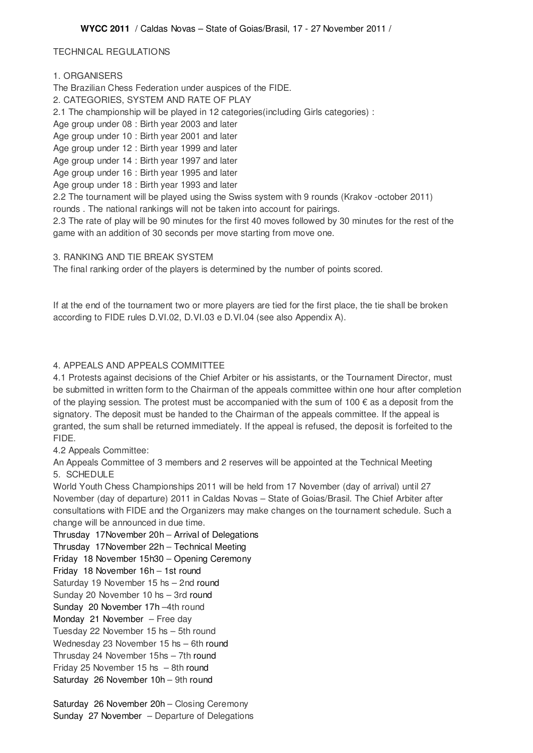**WYCC 2011** / Caldas Novas – State of Goias/Brasil, 17 - 27 November 2011 /

TECHNICAL REGULATIONS

1. ORGANISERS

The Brazilian Chess Federation under auspices of the FIDE.

2. CATEGORIES, SYSTEM AND RATE OF PLAY

2.1 The championship will be played in 12 categories(including Girls categories) :

Age group under 08 : Birth year 2003 and later
Age group under 10 : Birth year 2001 and later
Age group under 12 : Birth year 1999 and later
Age group under 14 : Birth year 1997 and later
Age group under 16 : Birth year 1995 and later
Age group under 18 : Birth year 1993 and later

2.2 The tournament will be played using the Swiss system with 9 rounds (Krakov -october 2011) rounds . The national rankings will not be taken into account for pairings.

2.3 The rate of play will be 90 minutes for the first 40 moves followed by 30 minutes for the rest of the game with an addition of 30 seconds per move starting from move one.

3. RANKING AND TIE BREAK SYSTEM

The final ranking order of the players is determined by the number of points scored.

If at the end of the tournament two or more players are tied for the first place, the tie shall be broken according to FIDE rules D.VI.02, D.VI.03 e D.VI.04 (see also Appendix A).

4. APPEALS AND APPEALS COMMITTEE

4.1 Protests against decisions of the Chief Arbiter or his assistants, or the Tournament Director, must be submitted in written form to the Chairman of the appeals committee within one hour after completion of the playing session. The protest must be accompanied with the sum of 100 € as a deposit from the signatory. The deposit must be handed to the Chairman of the appeals committee. If the appeal is granted, the sum shall be returned immediately. If the appeal is refused, the deposit is forfeited to the FIDE.

4.2 Appeals Committee:

An Appeals Committee of 3 members and 2 reserves will be appointed at the Technical Meeting

5. SCHEDULE

World Youth Chess Championships 2011 will be held from 17 November (day of arrival) until 27 November (day of departure) 2011 in Caldas Novas – State of Goias/Brasil. The Chief Arbiter after consultations with FIDE and the Organizers may make changes on the tournament schedule. Such a change will be announced in due time.

Thursday 17November 20h – Arrival of Delegations
Thursday 17November 22h – Technical Meeting
Friday 18 November 15h30 – Opening Ceremony
Friday 18 November 16h – 1st round
Saturday 19 November 15 hs – 2nd round
Sunday 20 November 10 hs – 3rd round
Sunday 20 November 17h –4th round
Monday 21 November – Free day
Tuesday 22 November 15 hs – 5th round
Wednesday 23 November 15 hs – 6th round
Thrusday 24 November 15hs – 7th round
Friday 25 November 15 hs – 8th round
Saturday 26 November 10h – 9th round

Saturday 26 November 20h – Closing Ceremony
Sunday 27 November – Departure of Delegations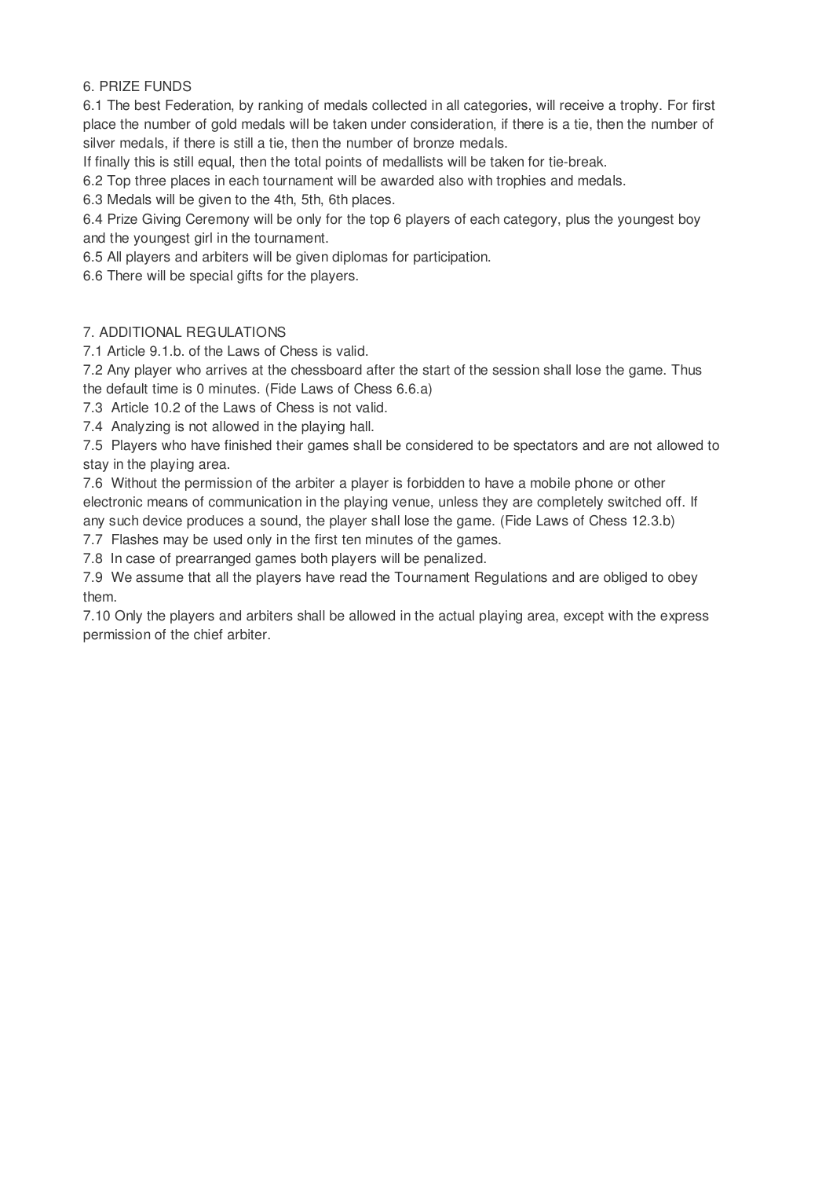## 6. PRIZE FUNDS

6.1 The best Federation, by ranking of medals collected in all categories, will receive a trophy. For first place the number of gold medals will be taken under consideration, if there is a tie, then the number of silver medals, if there is still a tie, then the number of bronze medals.

If finally this is still equal, then the total points of medallists will be taken for tie-break.

6.2 Top three places in each tournament will be awarded also with trophies and medals.

6.3 Medals will be given to the 4th, 5th, 6th places.

6.4 Prize Giving Ceremony will be only for the top 6 players of each category, plus the youngest boy and the youngest girl in the tournament.

6.5 All players and arbiters will be given diplomas for participation.

6.6 There will be special gifts for the players.

## 7. ADDITIONAL REGULATIONS

7.1 Article 9.1.b. of the Laws of Chess is valid.

7.2 Any player who arrives at the chessboard after the start of the session shall lose the game. Thus the default time is 0 minutes. (Fide Laws of Chess 6.6.a)

7.3 Article 10.2 of the Laws of Chess is not valid.

7.4 Analyzing is not allowed in the playing hall.

7.5 Players who have finished their games shall be considered to be spectators and are not allowed to stay in the playing area.

7.6 Without the permission of the arbiter a player is forbidden to have a mobile phone or other electronic means of communication in the playing venue, unless they are completely switched off. If any such device produces a sound, the player shall lose the game. (Fide Laws of Chess 12.3.b)

7.7 Flashes may be used only in the first ten minutes of the games.

7.8 In case of prearranged games both players will be penalized.

7.9 We assume that all the players have read the Tournament Regulations and are obliged to obey them.

7.10 Only the players and arbiters shall be allowed in the actual playing area, except with the express permission of the chief arbiter.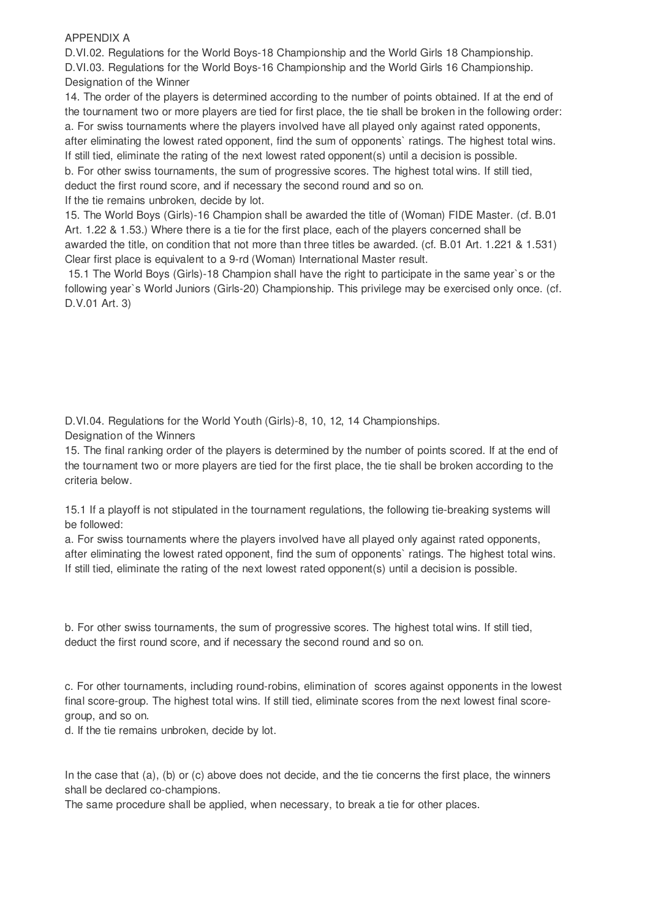APPENDIX A

D.VI.02. Regulations for the World Boys-18 Championship and the World Girls 18 Championship.

D.VI.03. Regulations for the World Boys-16 Championship and the World Girls 16 Championship.

Designation of the Winner

14. The order of the players is determined according to the number of points obtained. If at the end of the tournament two or more players are tied for first place, the tie shall be broken in the following order:

a. For swiss tournaments where the players involved have all played only against rated opponents, after eliminating the lowest rated opponent, find the sum of opponents` ratings. The highest total wins. If still tied, eliminate the rating of the next lowest rated opponent(s) until a decision is possible.

b. For other swiss tournaments, the sum of progressive scores. The highest total wins. If still tied, deduct the first round score, and if necessary the second round and so on.

If the tie remains unbroken, decide by lot.

15. The World Boys (Girls)-16 Champion shall be awarded the title of (Woman) FIDE Master. (cf. B.01 Art. 1.22 & 1.53.) Where there is a tie for the first place, each of the players concerned shall be awarded the title, on condition that not more than three titles be awarded. (cf. B.01 Art. 1.221 & 1.531) Clear first place is equivalent to a 9-rd (Woman) International Master result.

15.1 The World Boys (Girls)-18 Champion shall have the right to participate in the same year`s or the following year`s World Juniors (Girls-20) Championship. This privilege may be exercised only once. (cf. D.V.01 Art. 3)

D.VI.04. Regulations for the World Youth (Girls)-8, 10, 12, 14 Championships.

Designation of the Winners

15. The final ranking order of the players is determined by the number of points scored. If at the end of the tournament two or more players are tied for the first place, the tie shall be broken according to the criteria below.

15.1 If a playoff is not stipulated in the tournament regulations, the following tie-breaking systems will be followed:

a. For swiss tournaments where the players involved have all played only against rated opponents, after eliminating the lowest rated opponent, find the sum of opponents` ratings. The highest total wins. If still tied, eliminate the rating of the next lowest rated opponent(s) until a decision is possible.

b. For other swiss tournaments, the sum of progressive scores. The highest total wins. If still tied, deduct the first round score, and if necessary the second round and so on.

c. For other tournaments, including round-robins, elimination of scores against opponents in the lowest final score-group. The highest total wins. If still tied, eliminate scores from the next lowest final score-group, and so on.

d. If the tie remains unbroken, decide by lot.

In the case that (a), (b) or (c) above does not decide, and the tie concerns the first place, the winners shall be declared co-champions.

The same procedure shall be applied, when necessary, to break a tie for other places.